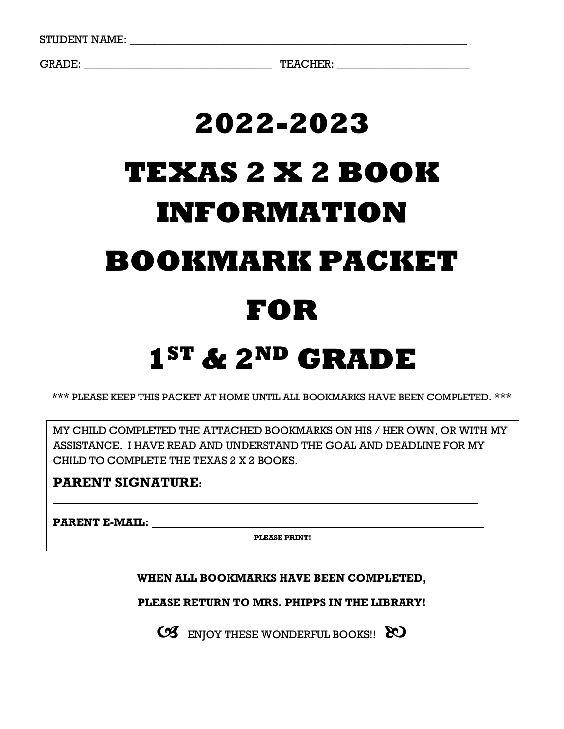STUDENT NAME: ___________________________________________________________

GRADE: ________________________________ TEACHER: ______________________

# 2022-2023

# TEXAS 2 X 2 BOOK INFORMATION

# BOOKMARK PACKET

# FOR

# 1ST & 2ND GRADE

\*\*\* PLEASE KEEP THIS PACKET AT HOME UNTIL ALL BOOKMARKS HAVE BEEN COMPLETED. \*\*\*

MY CHILD COMPLETED THE ATTACHED BOOKMARKS ON HIS / HER OWN, OR WITH MY ASSISTANCE. I HAVE READ AND UNDERSTAND THE GOAL AND DEADLINE FOR MY CHILD TO COMPLETE THE TEXAS 2 X 2 BOOKS.

**PARENT SIGNATURE:**

___________________________________________________________________________

**PARENT E-MAIL:** _________________________________________________________

**PLEASE PRINT!**

**WHEN ALL BOOKMARKS HAVE BEEN COMPLETED,**

**PLEASE RETURN TO MRS. PHIPPS IN THE LIBRARY!**

ENJOY THESE WONDERFUL BOOKS!!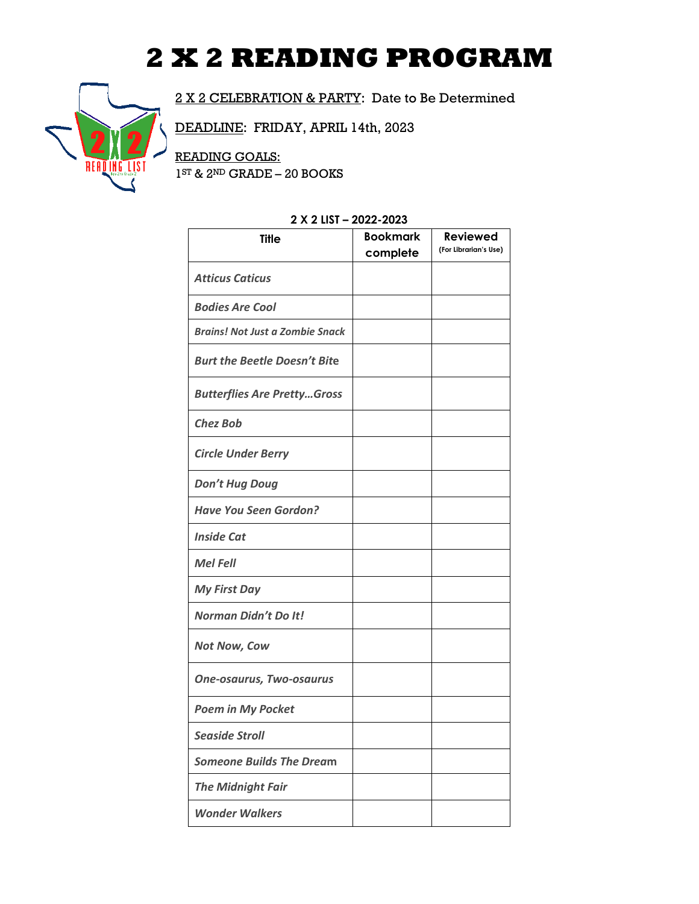# 2 X 2 READING PROGRAM

2 X 2 CELEBRATION & PARTY: Date to Be Determined

DEADLINE: FRIDAY, APRIL 14th, 2023

READING GOALS:
1ST & 2ND GRADE – 20 BOOKS

**2 X 2 LIST – 2022-2023**

| Title | Bookmark complete | Reviewed (For Librarian's Use) |
|---|---|---|
| ***Atticus Caticus*** | | |
| ***Bodies Are Cool*** | | |
| ***Brains! Not Just a Zombie Snack*** | | |
| ***Burt the Beetle Doesn't Bite*** | | |
| ***Butterflies Are Pretty…Gross*** | | |
| ***Chez Bob*** | | |
| ***Circle Under Berry*** | | |
| ***Don't Hug Doug*** | | |
| ***Have You Seen Gordon?*** | | |
| ***Inside Cat*** | | |
| ***Mel Fell*** | | |
| ***My First Day*** | | |
| ***Norman Didn't Do It!*** | | |
| ***Not Now, Cow*** | | |
| ***One-osaurus, Two-osaurus*** | | |
| ***Poem in My Pocket*** | | |
| ***Seaside Stroll*** | | |
| ***Someone Builds The Dream*** | | |
| ***The Midnight Fair*** | | |
| ***Wonder Walkers*** | | |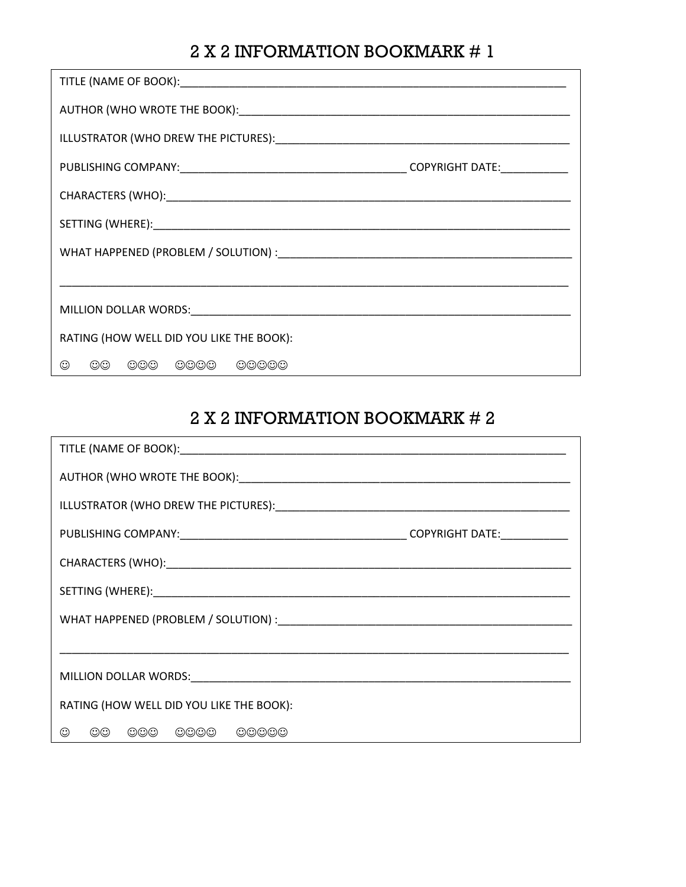## 2 X 2 INFORMATION BOOKMARK # 1

TITLE (NAME OF BOOK):_______________________________________________________________

AUTHOR (WHO WROTE THE BOOK):_______________________________________________________

ILLUSTRATOR (WHO DREW THE PICTURES):_________________________________________________

PUBLISHING COMPANY:_____________________________________ COPYRIGHT DATE:___________

CHARACTERS (WHO):___________________________________________________________________

SETTING (WHERE):_____________________________________________________________________

WHAT HAPPENED (PROBLEM / SOLUTION) :__________________________________________________

_____________________________________________________________________________________

MILLION DOLLAR WORDS:_______________________________________________________________

RATING (HOW WELL DID YOU LIKE THE BOOK):

☺ ☺☺ ☺☺☺ ☺☺☺☺ ☺☺☺☺☺

## 2 X 2 INFORMATION BOOKMARK # 2

TITLE (NAME OF BOOK):_______________________________________________________________

AUTHOR (WHO WROTE THE BOOK):_______________________________________________________

ILLUSTRATOR (WHO DREW THE PICTURES):_________________________________________________

PUBLISHING COMPANY:_____________________________________ COPYRIGHT DATE:___________

CHARACTERS (WHO):___________________________________________________________________

SETTING (WHERE):_____________________________________________________________________

WHAT HAPPENED (PROBLEM / SOLUTION) :__________________________________________________

_____________________________________________________________________________________

MILLION DOLLAR WORDS:_______________________________________________________________

RATING (HOW WELL DID YOU LIKE THE BOOK):

☺ ☺☺ ☺☺☺ ☺☺☺☺ ☺☺☺☺☺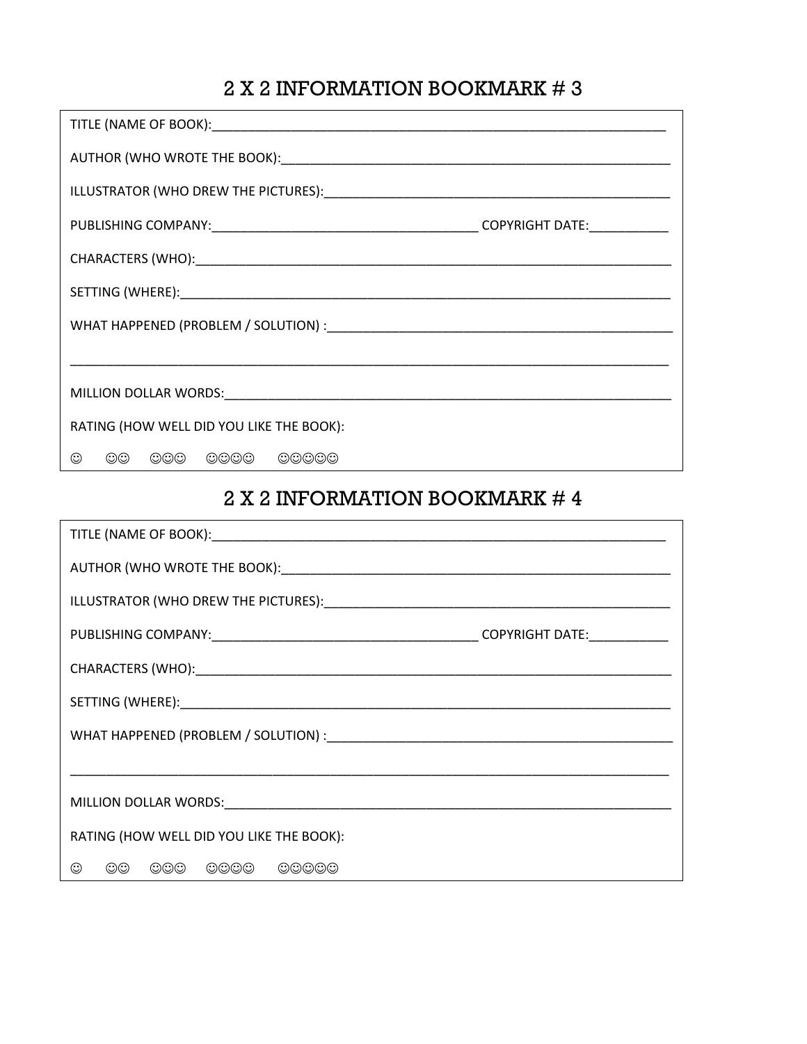## 2 X 2 INFORMATION BOOKMARK # 3

TITLE (NAME OF BOOK):_______________________________________________________________

AUTHOR (WHO WROTE THE BOOK):_______________________________________________________

ILLUSTRATOR (WHO DREW THE PICTURES):_________________________________________________

PUBLISHING COMPANY:____________________________________ COPYRIGHT DATE:___________

CHARACTERS (WHO):___________________________________________________________________

SETTING (WHERE):_____________________________________________________________________

WHAT HAPPENED (PROBLEM / SOLUTION) :_________________________________________________

_____________________________________________________________________________________

MILLION DOLLAR WORDS:_______________________________________________________________

RATING (HOW WELL DID YOU LIKE THE BOOK):

☺ ☺☺ ☺☺☺ ☺☺☺☺ ☺☺☺☺☺

## 2 X 2 INFORMATION BOOKMARK # 4

TITLE (NAME OF BOOK):_______________________________________________________________

AUTHOR (WHO WROTE THE BOOK):_______________________________________________________

ILLUSTRATOR (WHO DREW THE PICTURES):_________________________________________________

PUBLISHING COMPANY:____________________________________ COPYRIGHT DATE:___________

CHARACTERS (WHO):___________________________________________________________________

SETTING (WHERE):_____________________________________________________________________

WHAT HAPPENED (PROBLEM / SOLUTION) :_________________________________________________

_____________________________________________________________________________________

MILLION DOLLAR WORDS:_______________________________________________________________

RATING (HOW WELL DID YOU LIKE THE BOOK):

☺ ☺☺ ☺☺☺ ☺☺☺☺ ☺☺☺☺☺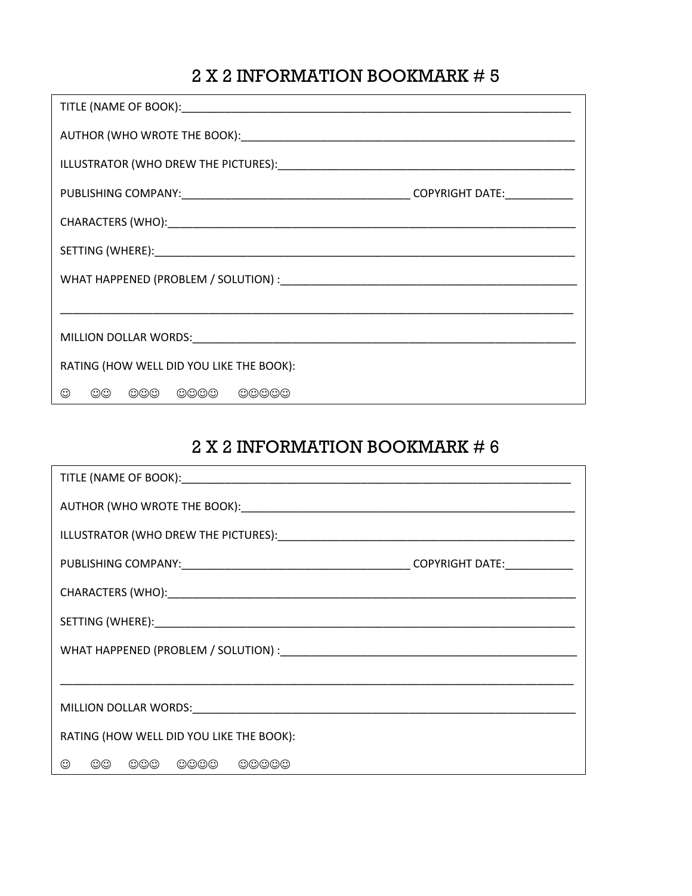## 2 X 2 INFORMATION BOOKMARK # 5

TITLE (NAME OF BOOK):_______________________________________________________________

AUTHOR (WHO WROTE THE BOOK):________________________________________________________

ILLUSTRATOR (WHO DREW THE PICTURES):_________________________________________________

PUBLISHING COMPANY:___________________________________ COPYRIGHT DATE:___________

CHARACTERS (WHO):___________________________________________________________________

SETTING (WHERE):____________________________________________________________________

WHAT HAPPENED (PROBLEM / SOLUTION) :_________________________________________________

____________________________________________________________________________________

MILLION DOLLAR WORDS:_______________________________________________________________

RATING (HOW WELL DID YOU LIKE THE BOOK):

☺ ☺☺ ☺☺☺ ☺☺☺☺ ☺☺☺☺☺

## 2 X 2 INFORMATION BOOKMARK # 6

TITLE (NAME OF BOOK):_______________________________________________________________

AUTHOR (WHO WROTE THE BOOK):________________________________________________________

ILLUSTRATOR (WHO DREW THE PICTURES):_________________________________________________

PUBLISHING COMPANY:___________________________________ COPYRIGHT DATE:___________

CHARACTERS (WHO):___________________________________________________________________

SETTING (WHERE):____________________________________________________________________

WHAT HAPPENED (PROBLEM / SOLUTION) :_________________________________________________

____________________________________________________________________________________

MILLION DOLLAR WORDS:_______________________________________________________________

RATING (HOW WELL DID YOU LIKE THE BOOK):

☺ ☺☺ ☺☺☺ ☺☺☺☺ ☺☺☺☺☺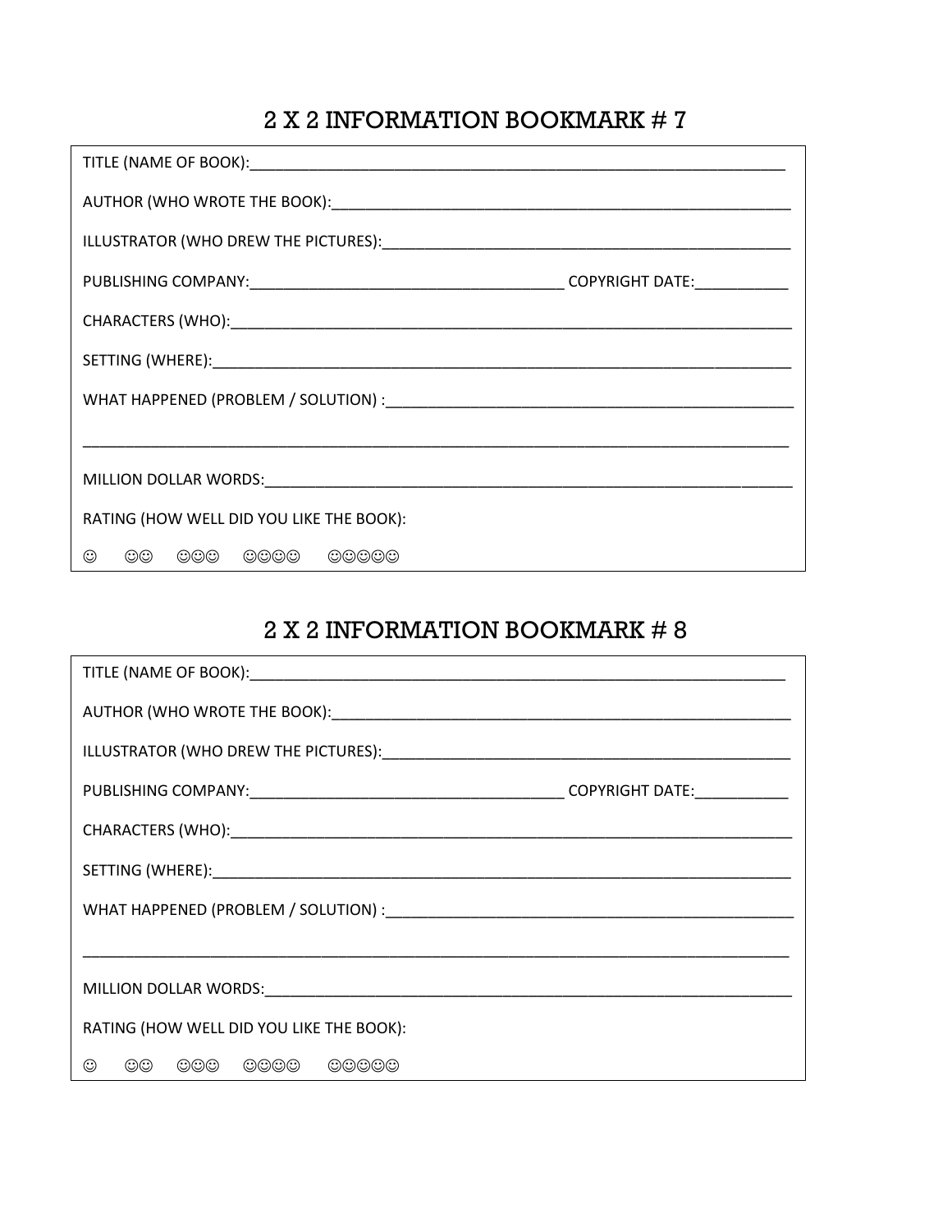## 2 X 2 INFORMATION BOOKMARK # 7

TITLE (NAME OF BOOK):_______________________________________________________________

AUTHOR (WHO WROTE THE BOOK):_______________________________________________________

ILLUSTRATOR (WHO DREW THE PICTURES):_________________________________________________

PUBLISHING COMPANY:____________________________________ COPYRIGHT DATE:___________

CHARACTERS (WHO):__________________________________________________________________

SETTING (WHERE):____________________________________________________________________

WHAT HAPPENED (PROBLEM / SOLUTION) :_________________________________________________

______________________________________________________________________________________

MILLION DOLLAR WORDS:_______________________________________________________________

RATING (HOW WELL DID YOU LIKE THE BOOK):

☺ ☺☺ ☺☺☺ ☺☺☺☺ ☺☺☺☺☺

## 2 X 2 INFORMATION BOOKMARK # 8

TITLE (NAME OF BOOK):_______________________________________________________________

AUTHOR (WHO WROTE THE BOOK):_______________________________________________________

ILLUSTRATOR (WHO DREW THE PICTURES):_________________________________________________

PUBLISHING COMPANY:____________________________________ COPYRIGHT DATE:___________

CHARACTERS (WHO):__________________________________________________________________

SETTING (WHERE):____________________________________________________________________

WHAT HAPPENED (PROBLEM / SOLUTION) :_________________________________________________

______________________________________________________________________________________

MILLION DOLLAR WORDS:_______________________________________________________________

RATING (HOW WELL DID YOU LIKE THE BOOK):

☺ ☺☺ ☺☺☺ ☺☺☺☺ ☺☺☺☺☺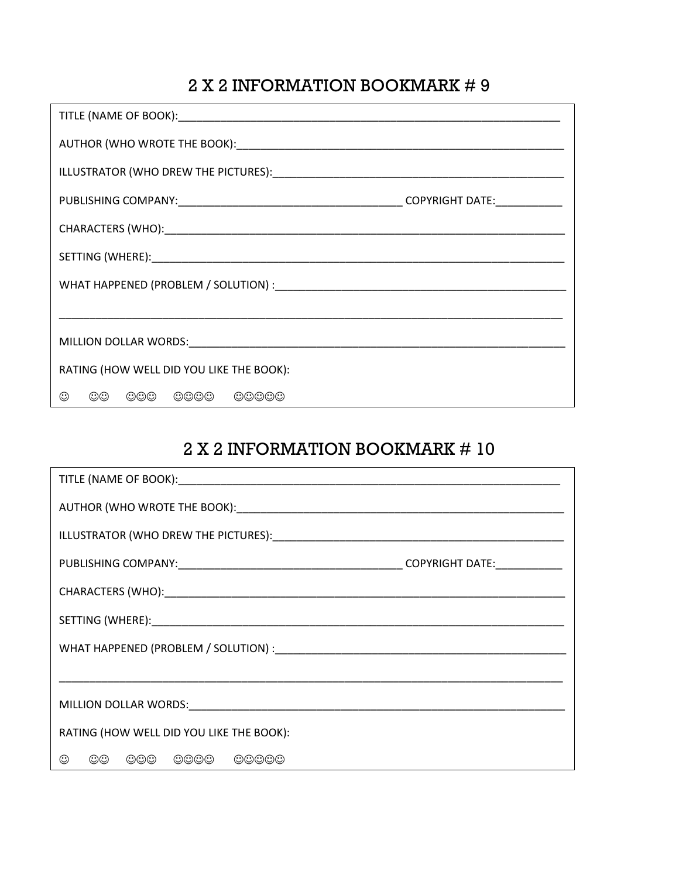## 2 X 2 INFORMATION BOOKMARK # 9

TITLE (NAME OF BOOK):_______________________________________________________________

AUTHOR (WHO WROTE THE BOOK):_______________________________________________________

ILLUSTRATOR (WHO DREW THE PICTURES):_________________________________________________

PUBLISHING COMPANY:____________________________________ COPYRIGHT DATE:___________

CHARACTERS (WHO):__________________________________________________________________

SETTING (WHERE):____________________________________________________________________

WHAT HAPPENED (PROBLEM / SOLUTION) :_________________________________________________

____________________________________________________________________________________

MILLION DOLLAR WORDS:_______________________________________________________________

RATING (HOW WELL DID YOU LIKE THE BOOK):

☺ ☺☺ ☺☺☺ ☺☺☺☺ ☺☺☺☺☺

## 2 X 2 INFORMATION BOOKMARK # 10

TITLE (NAME OF BOOK):_______________________________________________________________

AUTHOR (WHO WROTE THE BOOK):_______________________________________________________

ILLUSTRATOR (WHO DREW THE PICTURES):_________________________________________________

PUBLISHING COMPANY:____________________________________ COPYRIGHT DATE:___________

CHARACTERS (WHO):__________________________________________________________________

SETTING (WHERE):____________________________________________________________________

WHAT HAPPENED (PROBLEM / SOLUTION) :_________________________________________________

____________________________________________________________________________________

MILLION DOLLAR WORDS:_______________________________________________________________

RATING (HOW WELL DID YOU LIKE THE BOOK):

☺ ☺☺ ☺☺☺ ☺☺☺☺ ☺☺☺☺☺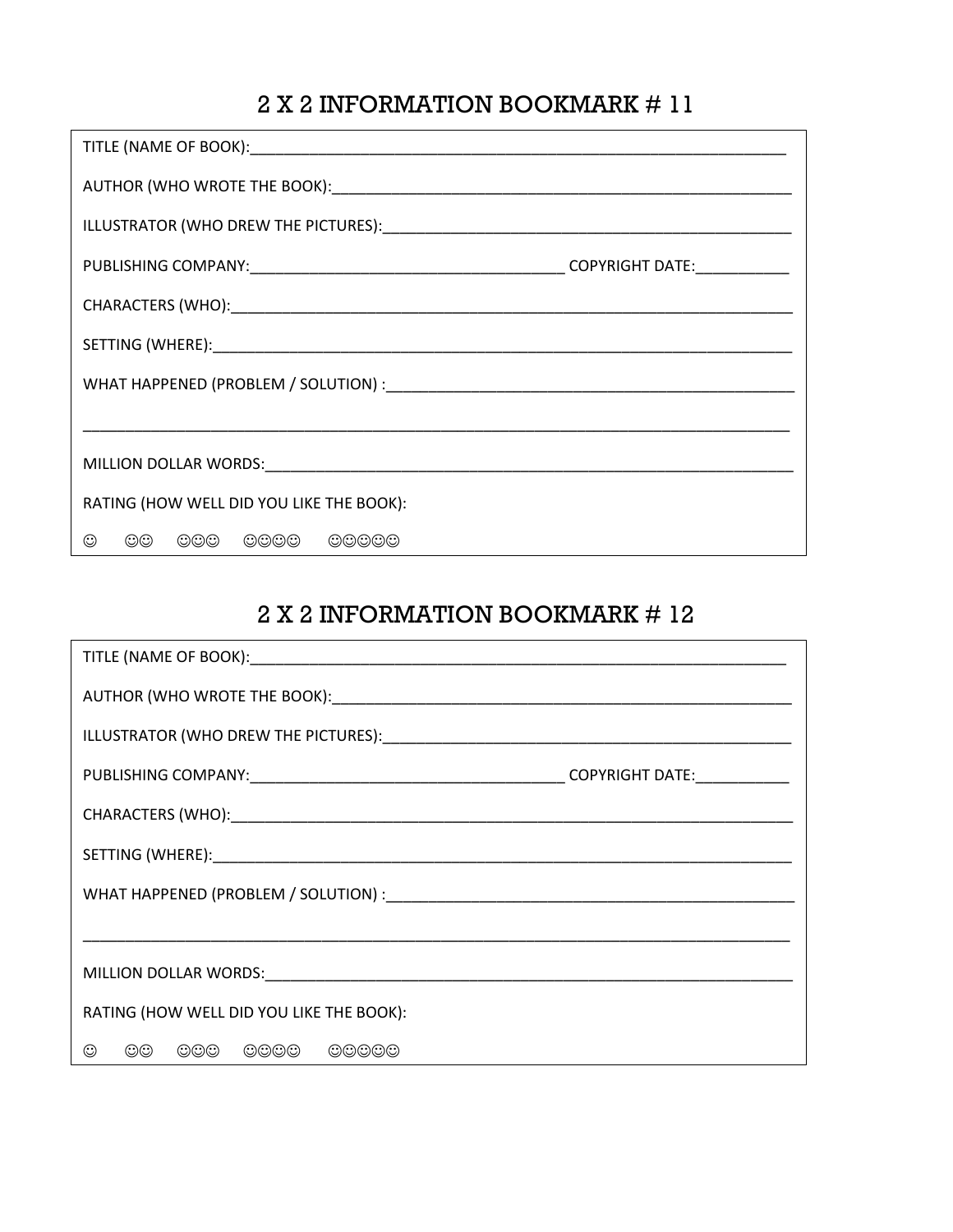## 2 X 2 INFORMATION BOOKMARK # 11

TITLE (NAME OF BOOK):___________________________________________________________________

AUTHOR (WHO WROTE THE BOOK):_____________________________________________________________

ILLUSTRATOR (WHO DREW THE PICTURES):_______________________________________________________

PUBLISHING COMPANY:______________________________________ COPYRIGHT DATE:___________

CHARACTERS (WHO):_____________________________________________________________________

SETTING (WHERE):________________________________________________________________________

WHAT HAPPENED (PROBLEM / SOLUTION) :_________________________________________________

_________________________________________________________________________________________

MILLION DOLLAR WORDS:_________________________________________________________________

RATING (HOW WELL DID YOU LIKE THE BOOK):

☺ ☺☺ ☺☺☺ ☺☺☺☺ ☺☺☺☺☺

## 2 X 2 INFORMATION BOOKMARK # 12

TITLE (NAME OF BOOK):___________________________________________________________________

AUTHOR (WHO WROTE THE BOOK):_____________________________________________________________

ILLUSTRATOR (WHO DREW THE PICTURES):_______________________________________________________

PUBLISHING COMPANY:______________________________________ COPYRIGHT DATE:___________

CHARACTERS (WHO):_____________________________________________________________________

SETTING (WHERE):________________________________________________________________________

WHAT HAPPENED (PROBLEM / SOLUTION) :_________________________________________________

_________________________________________________________________________________________

MILLION DOLLAR WORDS:_________________________________________________________________

RATING (HOW WELL DID YOU LIKE THE BOOK):

☺ ☺☺ ☺☺☺ ☺☺☺☺ ☺☺☺☺☺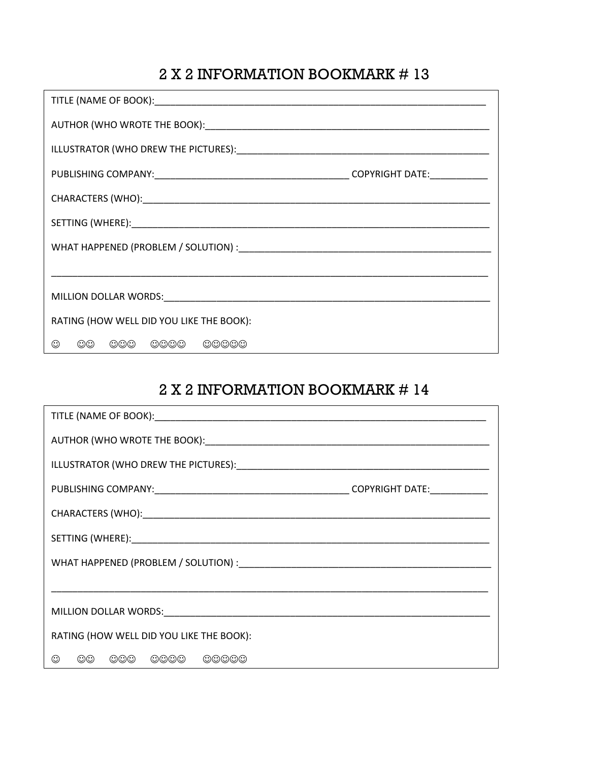## 2 X 2 INFORMATION BOOKMARK # 13

TITLE (NAME OF BOOK):_______________________________________________________________

AUTHOR (WHO WROTE THE BOOK):_______________________________________________________

ILLUSTRATOR (WHO DREW THE PICTURES):_________________________________________________

PUBLISHING COMPANY:____________________________________ COPYRIGHT DATE:___________

CHARACTERS (WHO):___________________________________________________________________

SETTING (WHERE):_____________________________________________________________________

WHAT HAPPENED (PROBLEM / SOLUTION) :________________________________________________

____________________________________________________________________________________

MILLION DOLLAR WORDS:_________________________________________________________________

RATING (HOW WELL DID YOU LIKE THE BOOK):

☺ ☺☺ ☺☺☺ ☺☺☺☺ ☺☺☺☺☺

## 2 X 2 INFORMATION BOOKMARK # 14

TITLE (NAME OF BOOK):_______________________________________________________________

AUTHOR (WHO WROTE THE BOOK):_______________________________________________________

ILLUSTRATOR (WHO DREW THE PICTURES):_________________________________________________

PUBLISHING COMPANY:____________________________________ COPYRIGHT DATE:___________

CHARACTERS (WHO):___________________________________________________________________

SETTING (WHERE):_____________________________________________________________________

WHAT HAPPENED (PROBLEM / SOLUTION) :________________________________________________

____________________________________________________________________________________

MILLION DOLLAR WORDS:_________________________________________________________________

RATING (HOW WELL DID YOU LIKE THE BOOK):

☺ ☺☺ ☺☺☺ ☺☺☺☺ ☺☺☺☺☺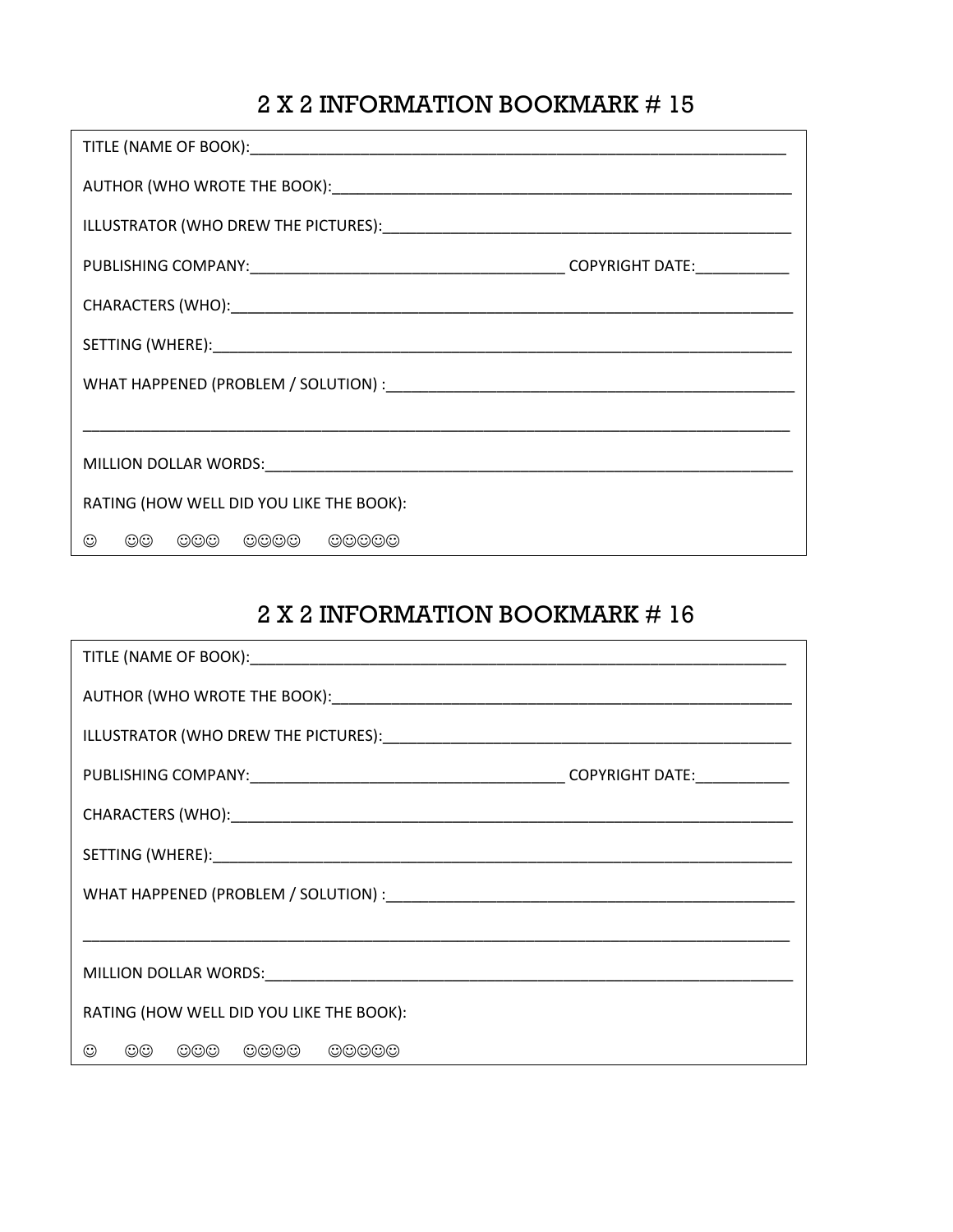## 2 X 2 INFORMATION BOOKMARK # 15

TITLE (NAME OF BOOK):_______________________________________________________________

AUTHOR (WHO WROTE THE BOOK):_______________________________________________________

ILLUSTRATOR (WHO DREW THE PICTURES):_________________________________________________

PUBLISHING COMPANY:_____________________________________ COPYRIGHT DATE:___________

CHARACTERS (WHO):___________________________________________________________________

SETTING (WHERE):_____________________________________________________________________

WHAT HAPPENED (PROBLEM / SOLUTION) :_________________________________________________

_____________________________________________________________________________________

MILLION DOLLAR WORDS:_______________________________________________________________

RATING (HOW WELL DID YOU LIKE THE BOOK):

☺ ☺☺ ☺☺☺ ☺☺☺☺ ☺☺☺☺☺

## 2 X 2 INFORMATION BOOKMARK # 16

TITLE (NAME OF BOOK):_______________________________________________________________

AUTHOR (WHO WROTE THE BOOK):_______________________________________________________

ILLUSTRATOR (WHO DREW THE PICTURES):_________________________________________________

PUBLISHING COMPANY:_____________________________________ COPYRIGHT DATE:___________

CHARACTERS (WHO):___________________________________________________________________

SETTING (WHERE):_____________________________________________________________________

WHAT HAPPENED (PROBLEM / SOLUTION) :_________________________________________________

_____________________________________________________________________________________

MILLION DOLLAR WORDS:_______________________________________________________________

RATING (HOW WELL DID YOU LIKE THE BOOK):

☺ ☺☺ ☺☺☺ ☺☺☺☺ ☺☺☺☺☺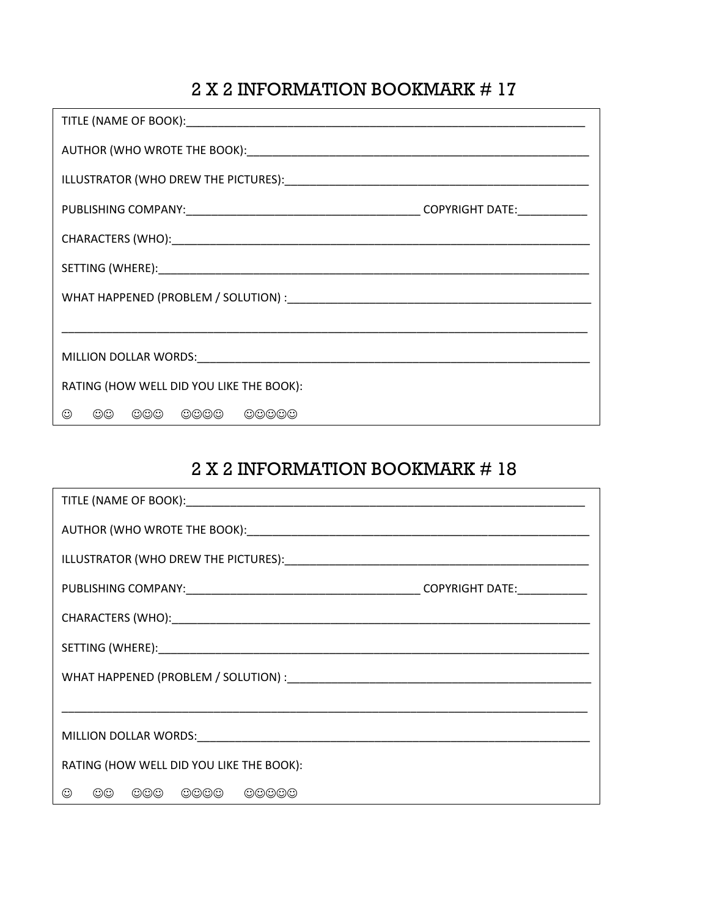## 2 X 2 INFORMATION BOOKMARK # 17

TITLE (NAME OF BOOK):_______________________________________________________________

AUTHOR (WHO WROTE THE BOOK):_______________________________________________________

ILLUSTRATOR (WHO DREW THE PICTURES):________________________________________________

PUBLISHING COMPANY:___________________________________ COPYRIGHT DATE:___________

CHARACTERS (WHO):__________________________________________________________________

SETTING (WHERE):____________________________________________________________________

WHAT HAPPENED (PROBLEM / SOLUTION) :_______________________________________________

_____________________________________________________________________________________

MILLION DOLLAR WORDS:______________________________________________________________

RATING (HOW WELL DID YOU LIKE THE BOOK):

☺ ☺☺ ☺☺☺ ☺☺☺☺ ☺☺☺☺☺

## 2 X 2 INFORMATION BOOKMARK # 18

TITLE (NAME OF BOOK):_______________________________________________________________

AUTHOR (WHO WROTE THE BOOK):_______________________________________________________

ILLUSTRATOR (WHO DREW THE PICTURES):________________________________________________

PUBLISHING COMPANY:___________________________________ COPYRIGHT DATE:___________

CHARACTERS (WHO):__________________________________________________________________

SETTING (WHERE):____________________________________________________________________

WHAT HAPPENED (PROBLEM / SOLUTION) :_______________________________________________

_____________________________________________________________________________________

MILLION DOLLAR WORDS:______________________________________________________________

RATING (HOW WELL DID YOU LIKE THE BOOK):

☺ ☺☺ ☺☺☺ ☺☺☺☺ ☺☺☺☺☺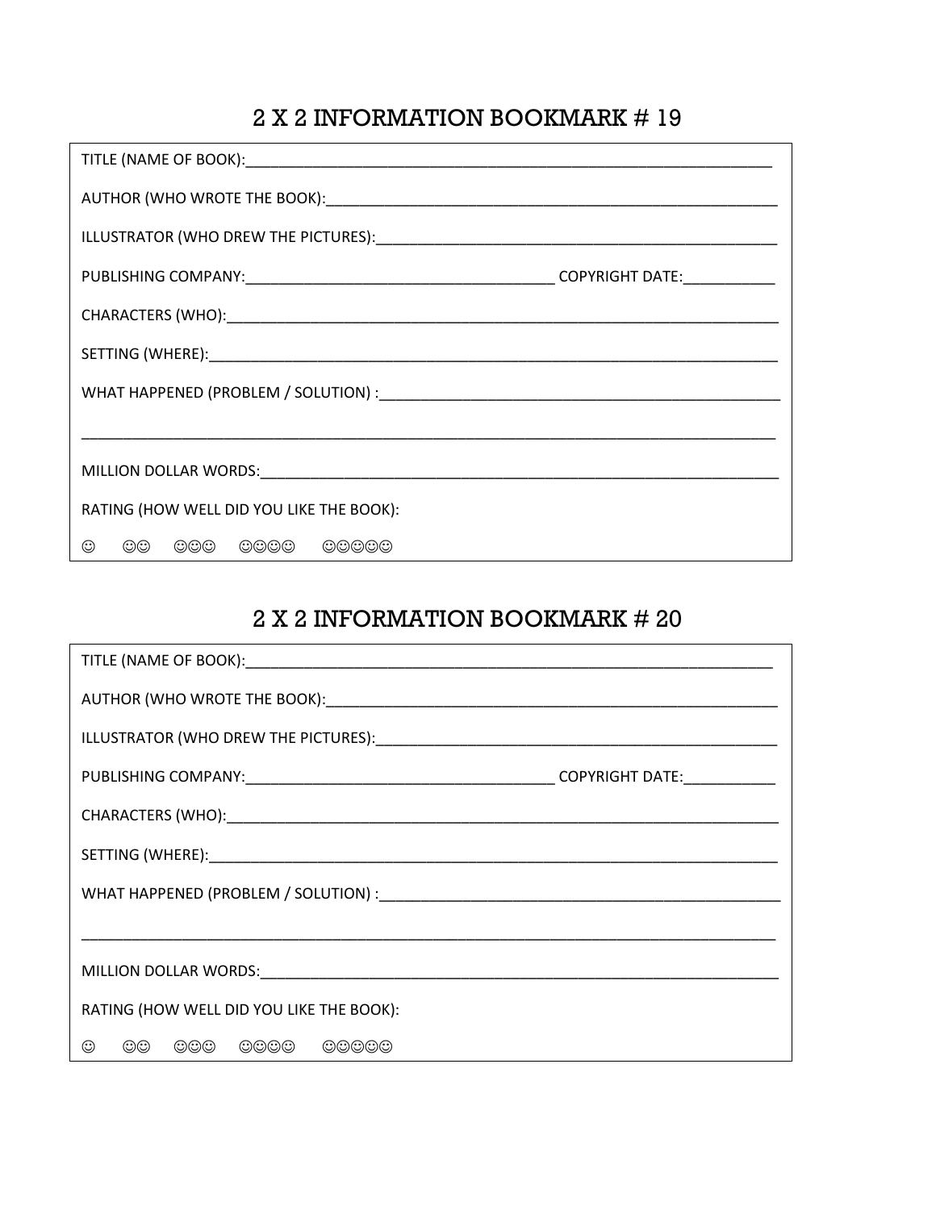## 2 X 2 INFORMATION BOOKMARK # 19

TITLE (NAME OF BOOK):_______________________________________________________________

AUTHOR (WHO WROTE THE BOOK):_______________________________________________________

ILLUSTRATOR (WHO DREW THE PICTURES):________________________________________________

PUBLISHING COMPANY:_____________________________________ COPYRIGHT DATE:___________

CHARACTERS (WHO):__________________________________________________________________

SETTING (WHERE):____________________________________________________________________

WHAT HAPPENED (PROBLEM / SOLUTION) :_________________________________________________

_____________________________________________________________________________________

MILLION DOLLAR WORDS:_______________________________________________________________

RATING (HOW WELL DID YOU LIKE THE BOOK):

☺ ☺☺ ☺☺☺ ☺☺☺☺ ☺☺☺☺☺

## 2 X 2 INFORMATION BOOKMARK # 20

TITLE (NAME OF BOOK):_______________________________________________________________

AUTHOR (WHO WROTE THE BOOK):_______________________________________________________

ILLUSTRATOR (WHO DREW THE PICTURES):________________________________________________

PUBLISHING COMPANY:_____________________________________ COPYRIGHT DATE:___________

CHARACTERS (WHO):__________________________________________________________________

SETTING (WHERE):____________________________________________________________________

WHAT HAPPENED (PROBLEM / SOLUTION) :_________________________________________________

_____________________________________________________________________________________

MILLION DOLLAR WORDS:_______________________________________________________________

RATING (HOW WELL DID YOU LIKE THE BOOK):

☺ ☺☺ ☺☺☺ ☺☺☺☺ ☺☺☺☺☺